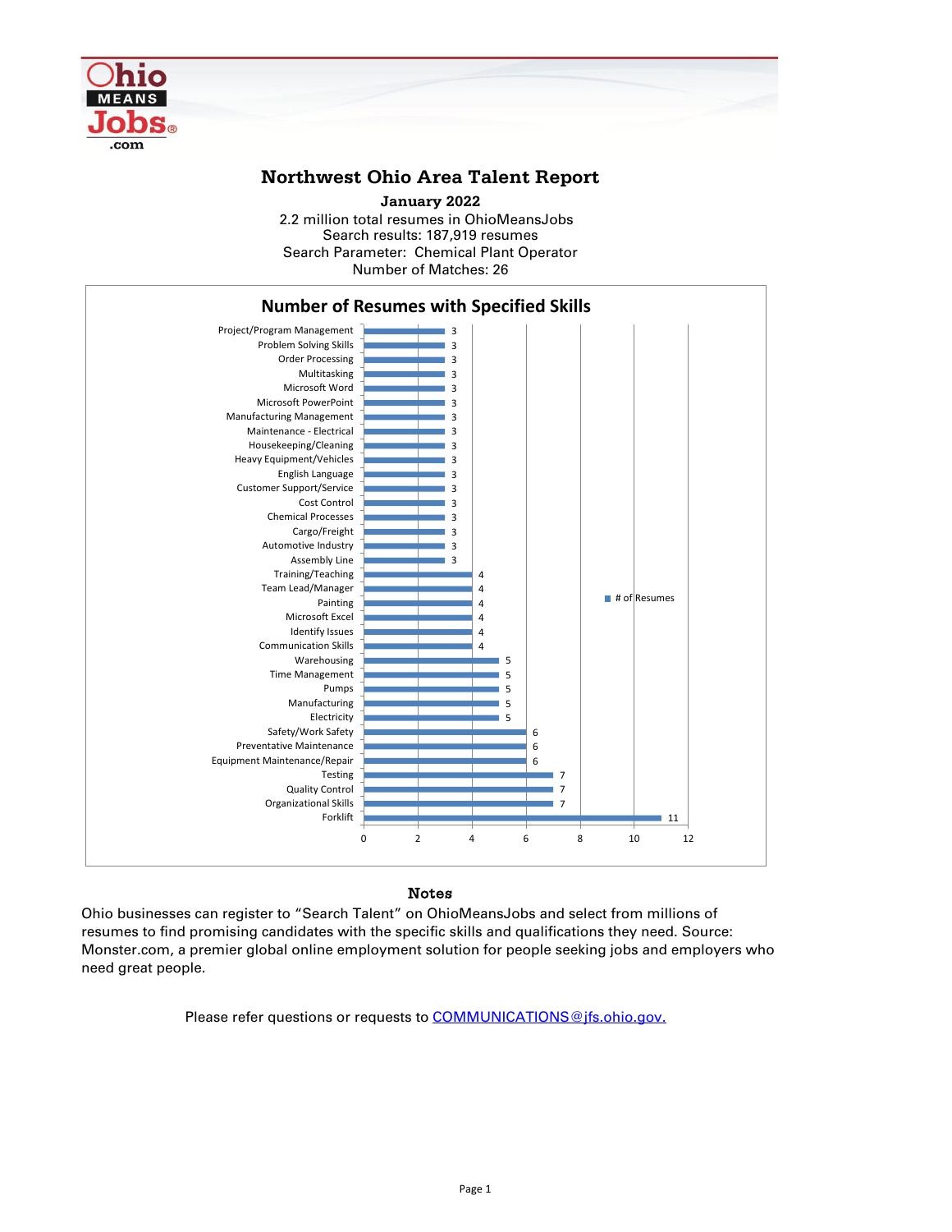# Northwest Ohio Area Talent Report

**January 2022**

2.2 million total resumes in OhioMeansJobs
Search results: 187,919 resumes
Search Parameter: Chemical Plant Operator
Number of Matches: 26

## Number of Resumes with Specified Skills

| Skill | # of Resumes |
|---|---|
| Project/Program Management | 3 |
| Problem Solving Skills | 3 |
| Order Processing | 3 |
| Multitasking | 3 |
| Microsoft Word | 3 |
| Microsoft PowerPoint | 3 |
| Manufacturing Management | 3 |
| Maintenance - Electrical | 3 |
| Housekeeping/Cleaning | 3 |
| Heavy Equipment/Vehicles | 3 |
| English Language | 3 |
| Customer Support/Service | 3 |
| Cost Control | 3 |
| Chemical Processes | 3 |
| Cargo/Freight | 3 |
| Automotive Industry | 3 |
| Assembly Line | 3 |
| Training/Teaching | 4 |
| Team Lead/Manager | 4 |
| Painting | 4 |
| Microsoft Excel | 4 |
| Identify Issues | 4 |
| Communication Skills | 4 |
| Warehousing | 5 |
| Time Management | 5 |
| Pumps | 5 |
| Manufacturing | 5 |
| Electricity | 5 |
| Safety/Work Safety | 6 |
| Preventative Maintenance | 6 |
| Equipment Maintenance/Repair | 6 |
| Testing | 7 |
| Quality Control | 7 |
| Organizational Skills | 7 |
| Forklift | 11 |

### Notes

Ohio businesses can register to "Search Talent" on OhioMeansJobs and select from millions of resumes to find promising candidates with the specific skills and qualifications they need. Source: Monster.com, a premier global online employment solution for people seeking jobs and employers who need great people.

Please refer questions or requests to COMMUNICATIONS@jfs.ohio.gov.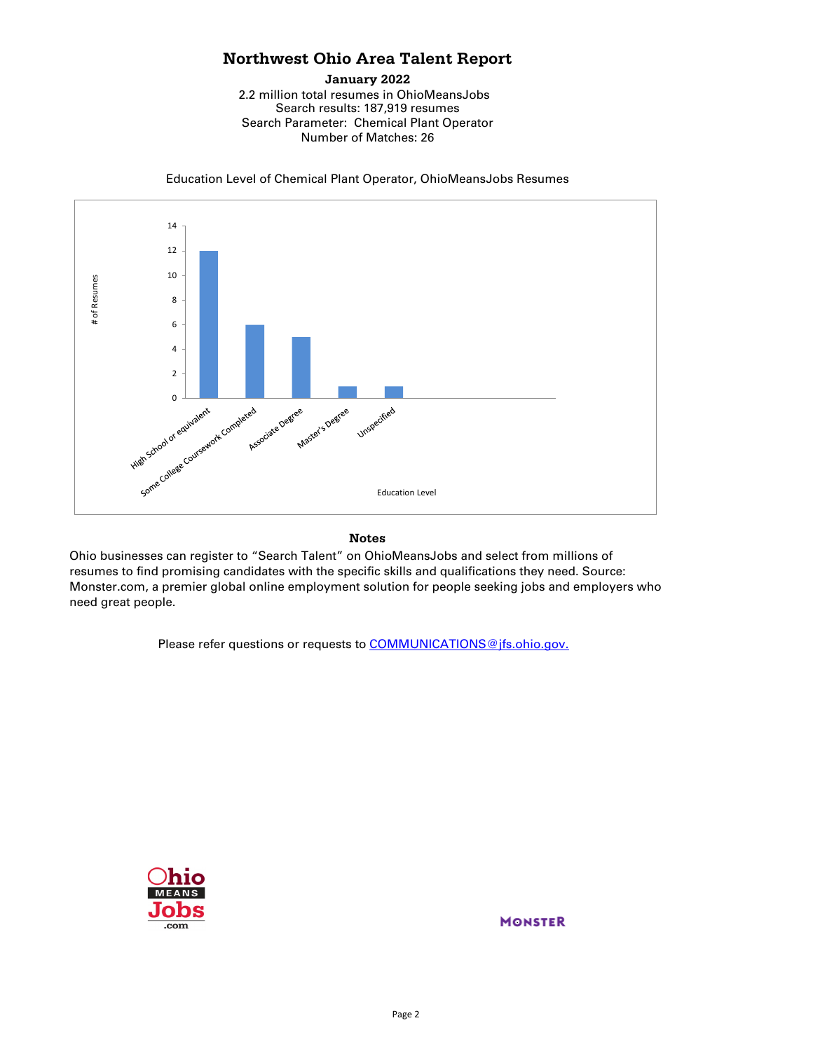# Northwest Ohio Area Talent Report

**January 2022**

2.2 million total resumes in OhioMeansJobs
Search results: 187,919 resumes
Search Parameter: Chemical Plant Operator
Number of Matches: 26

Education Level of Chemical Plant Operator, OhioMeansJobs Resumes

# of Resumes

14
12
10
8
6
4
2
0

High School or equivalent
Some College Coursework Completed
Associate Degree
Master's Degree
Unspecified

Education Level

## Notes

Ohio businesses can register to "Search Talent" on OhioMeansJobs and select from millions of resumes to find promising candidates with the specific skills and qualifications they need. Source: Monster.com, a premier global online employment solution for people seeking jobs and employers who need great people.

Please refer questions or requests to COMMUNICATIONS@jfs.ohio.gov.

Ohio MEANS Jobs .com

MONSTER